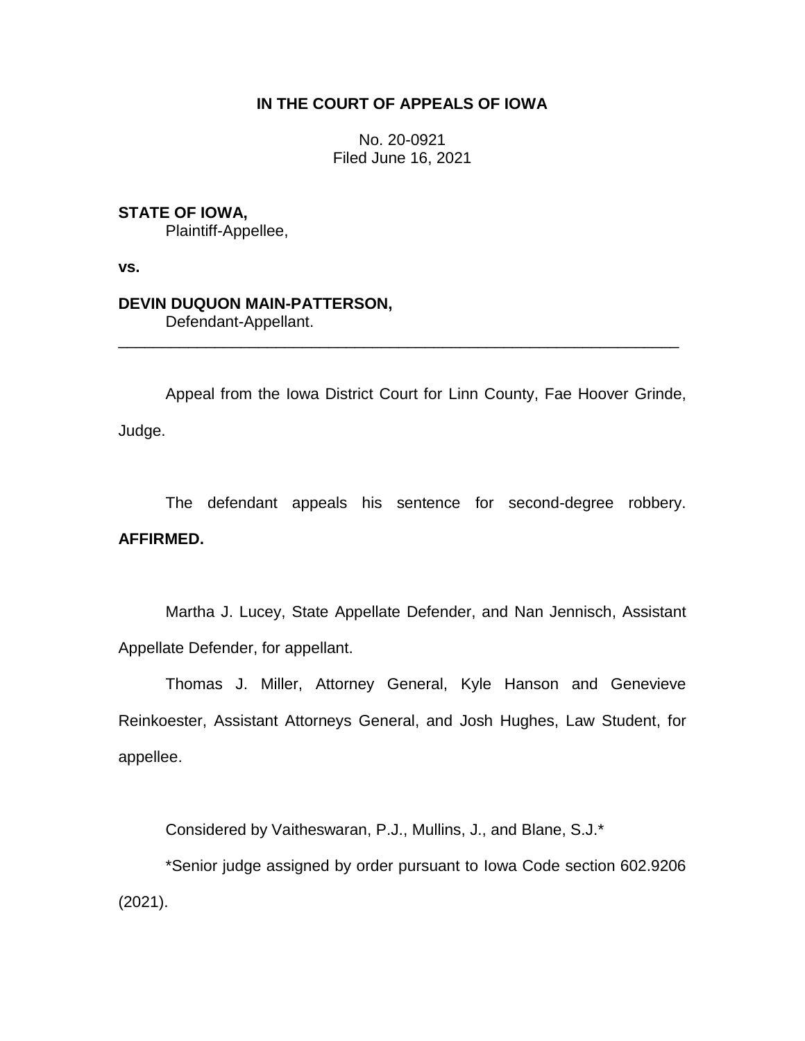**IN THE COURT OF APPEALS OF IOWA**

No. 20-0921
Filed June 16, 2021

**STATE OF IOWA,**
Plaintiff-Appellee,

**vs.**

**DEVIN DUQUON MAIN-PATTERSON,**
Defendant-Appellant.

---

Appeal from the Iowa District Court for Linn County, Fae Hoover Grinde, Judge.

The defendant appeals his sentence for second-degree robbery. **AFFIRMED.**

Martha J. Lucey, State Appellate Defender, and Nan Jennisch, Assistant Appellate Defender, for appellant.

Thomas J. Miller, Attorney General, Kyle Hanson and Genevieve Reinkoester, Assistant Attorneys General, and Josh Hughes, Law Student, for appellee.

Considered by Vaitheswaran, P.J., Mullins, J., and Blane, S.J.*

*Senior judge assigned by order pursuant to Iowa Code section 602.9206 (2021).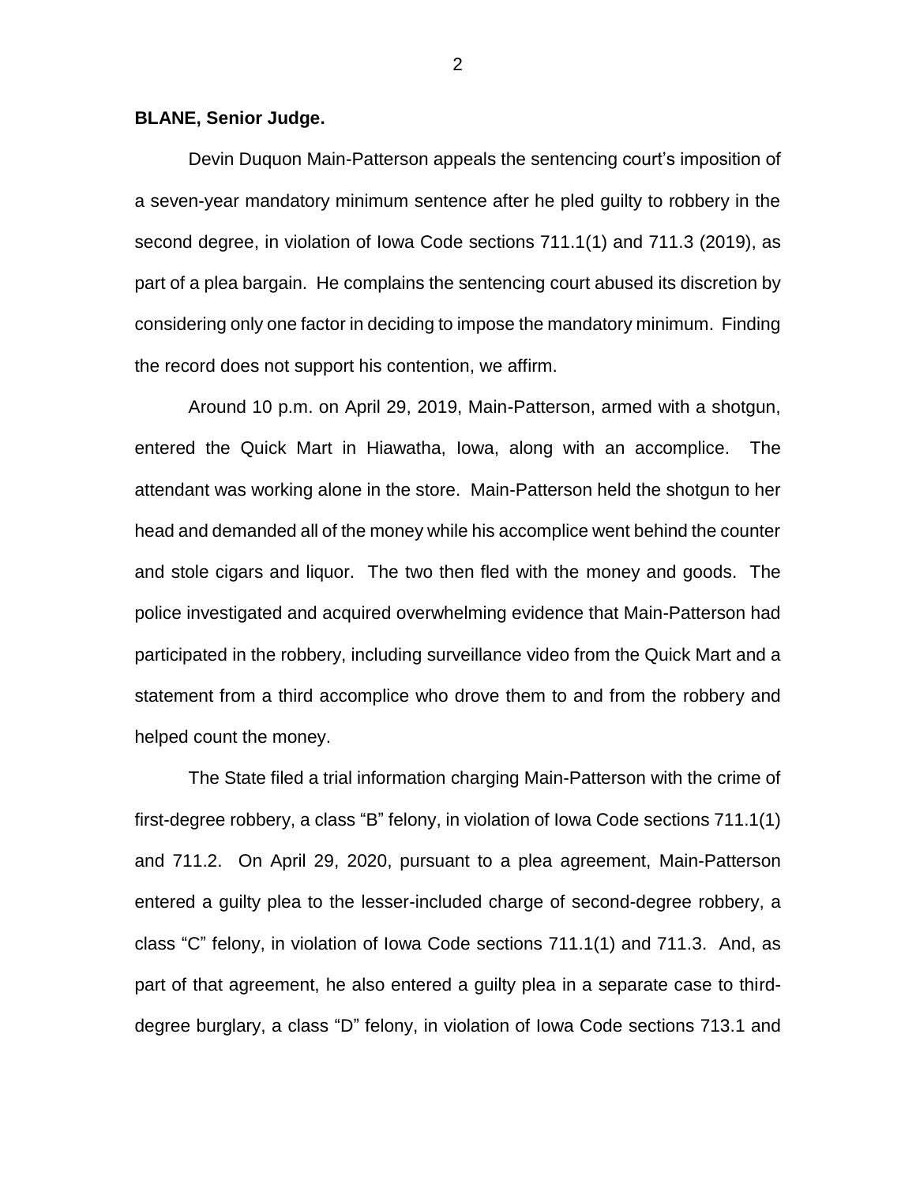**BLANE, Senior Judge.**

Devin Duquon Main-Patterson appeals the sentencing court's imposition of a seven-year mandatory minimum sentence after he pled guilty to robbery in the second degree, in violation of Iowa Code sections 711.1(1) and 711.3 (2019), as part of a plea bargain. He complains the sentencing court abused its discretion by considering only one factor in deciding to impose the mandatory minimum. Finding the record does not support his contention, we affirm.

Around 10 p.m. on April 29, 2019, Main-Patterson, armed with a shotgun, entered the Quick Mart in Hiawatha, Iowa, along with an accomplice. The attendant was working alone in the store. Main-Patterson held the shotgun to her head and demanded all of the money while his accomplice went behind the counter and stole cigars and liquor. The two then fled with the money and goods. The police investigated and acquired overwhelming evidence that Main-Patterson had participated in the robbery, including surveillance video from the Quick Mart and a statement from a third accomplice who drove them to and from the robbery and helped count the money.

The State filed a trial information charging Main-Patterson with the crime of first-degree robbery, a class "B" felony, in violation of Iowa Code sections 711.1(1) and 711.2. On April 29, 2020, pursuant to a plea agreement, Main-Patterson entered a guilty plea to the lesser-included charge of second-degree robbery, a class "C" felony, in violation of Iowa Code sections 711.1(1) and 711.3. And, as part of that agreement, he also entered a guilty plea in a separate case to third-degree burglary, a class "D" felony, in violation of Iowa Code sections 713.1 and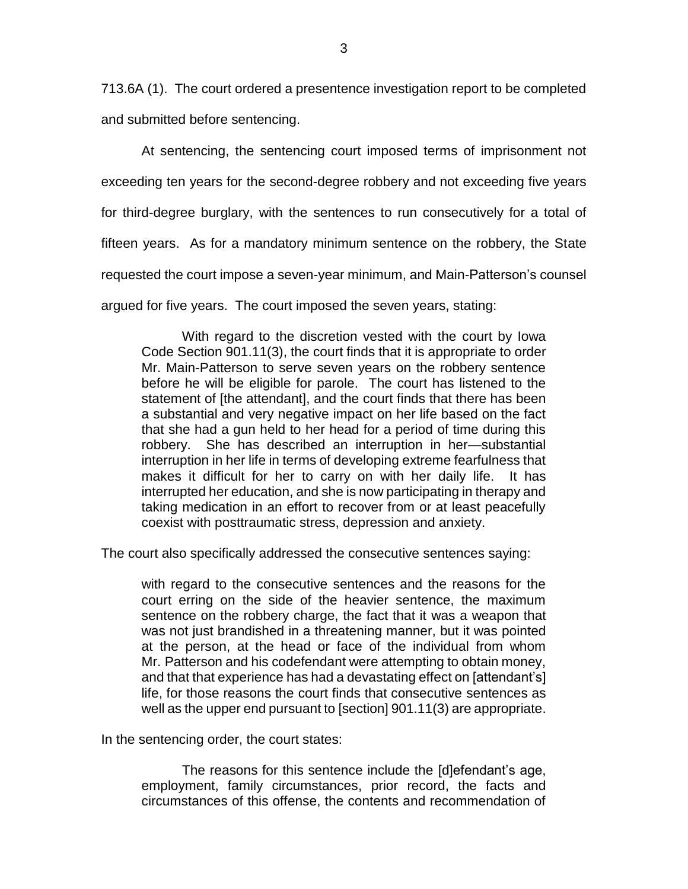713.6A (1). The court ordered a presentence investigation report to be completed and submitted before sentencing.

At sentencing, the sentencing court imposed terms of imprisonment not exceeding ten years for the second-degree robbery and not exceeding five years for third-degree burglary, with the sentences to run consecutively for a total of fifteen years. As for a mandatory minimum sentence on the robbery, the State requested the court impose a seven-year minimum, and Main-Patterson's counsel argued for five years. The court imposed the seven years, stating:

> With regard to the discretion vested with the court by Iowa Code Section 901.11(3), the court finds that it is appropriate to order Mr. Main-Patterson to serve seven years on the robbery sentence before he will be eligible for parole. The court has listened to the statement of [the attendant], and the court finds that there has been a substantial and very negative impact on her life based on the fact that she had a gun held to her head for a period of time during this robbery. She has described an interruption in her—substantial interruption in her life in terms of developing extreme fearfulness that makes it difficult for her to carry on with her daily life. It has interrupted her education, and she is now participating in therapy and taking medication in an effort to recover from or at least peacefully coexist with posttraumatic stress, depression and anxiety.

The court also specifically addressed the consecutive sentences saying:

> with regard to the consecutive sentences and the reasons for the court erring on the side of the heavier sentence, the maximum sentence on the robbery charge, the fact that it was a weapon that was not just brandished in a threatening manner, but it was pointed at the person, at the head or face of the individual from whom Mr. Patterson and his codefendant were attempting to obtain money, and that that experience has had a devastating effect on [attendant's] life, for those reasons the court finds that consecutive sentences as well as the upper end pursuant to [section] 901.11(3) are appropriate.

In the sentencing order, the court states:

> The reasons for this sentence include the [d]efendant's age, employment, family circumstances, prior record, the facts and circumstances of this offense, the contents and recommendation of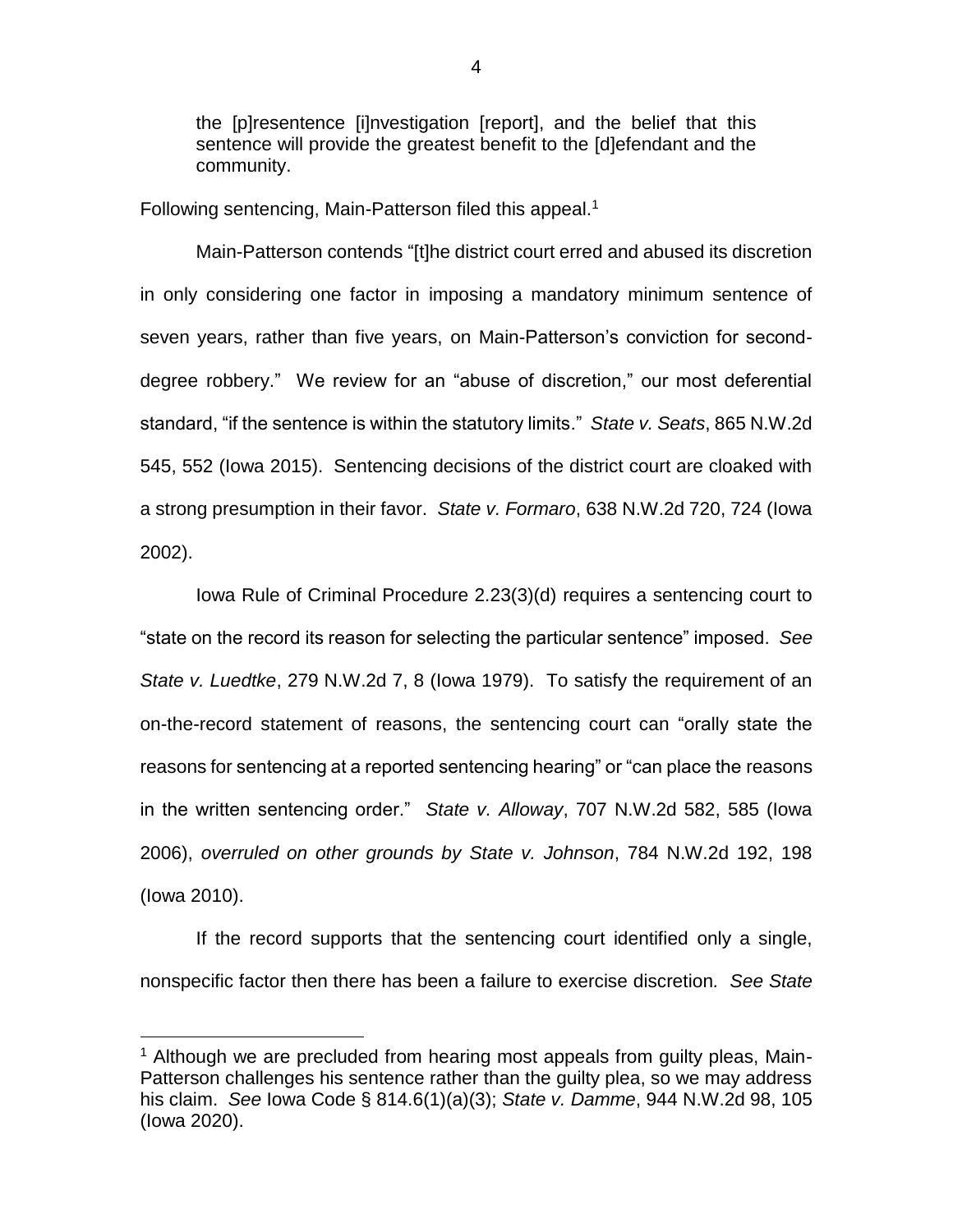the [p]resentence [i]nvestigation [report], and the belief that this sentence will provide the greatest benefit to the [d]efendant and the community.

Following sentencing, Main-Patterson filed this appeal.[1]

Main-Patterson contends "[t]he district court erred and abused its discretion in only considering one factor in imposing a mandatory minimum sentence of seven years, rather than five years, on Main-Patterson's conviction for second-degree robbery." We review for an "abuse of discretion," our most deferential standard, "if the sentence is within the statutory limits." *State v. Seats*, 865 N.W.2d 545, 552 (Iowa 2015). Sentencing decisions of the district court are cloaked with a strong presumption in their favor. *State v. Formaro*, 638 N.W.2d 720, 724 (Iowa 2002).

Iowa Rule of Criminal Procedure 2.23(3)(d) requires a sentencing court to "state on the record its reason for selecting the particular sentence" imposed. *See State v. Luedtke*, 279 N.W.2d 7, 8 (Iowa 1979). To satisfy the requirement of an on-the-record statement of reasons, the sentencing court can "orally state the reasons for sentencing at a reported sentencing hearing" or "can place the reasons in the written sentencing order." *State v. Alloway*, 707 N.W.2d 582, 585 (Iowa 2006), *overruled on other grounds by State v. Johnson*, 784 N.W.2d 192, 198 (Iowa 2010).

If the record supports that the sentencing court identified only a single, nonspecific factor then there has been a failure to exercise discretion. *See State*

[1] Although we are precluded from hearing most appeals from guilty pleas, Main-Patterson challenges his sentence rather than the guilty plea, so we may address his claim. *See* Iowa Code § 814.6(1)(a)(3); *State v. Damme*, 944 N.W.2d 98, 105 (Iowa 2020).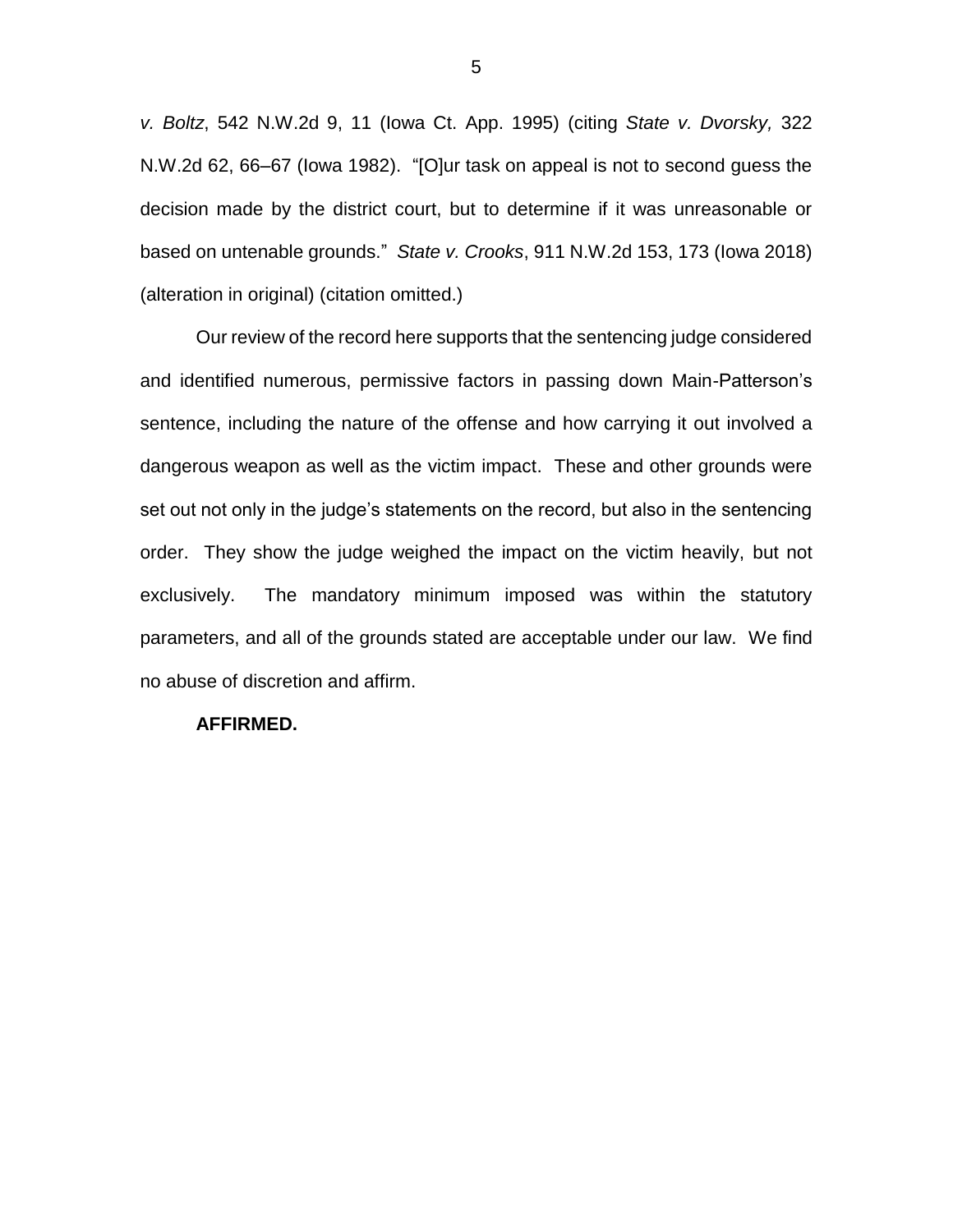*v. Boltz*, 542 N.W.2d 9, 11 (Iowa Ct. App. 1995) (citing *State v. Dvorsky,* 322 N.W.2d 62, 66–67 (Iowa 1982). "[O]ur task on appeal is not to second guess the decision made by the district court, but to determine if it was unreasonable or based on untenable grounds." *State v. Crooks*, 911 N.W.2d 153, 173 (Iowa 2018) (alteration in original) (citation omitted.)

Our review of the record here supports that the sentencing judge considered and identified numerous, permissive factors in passing down Main-Patterson's sentence, including the nature of the offense and how carrying it out involved a dangerous weapon as well as the victim impact. These and other grounds were set out not only in the judge's statements on the record, but also in the sentencing order. They show the judge weighed the impact on the victim heavily, but not exclusively. The mandatory minimum imposed was within the statutory parameters, and all of the grounds stated are acceptable under our law. We find no abuse of discretion and affirm.

**AFFIRMED.**